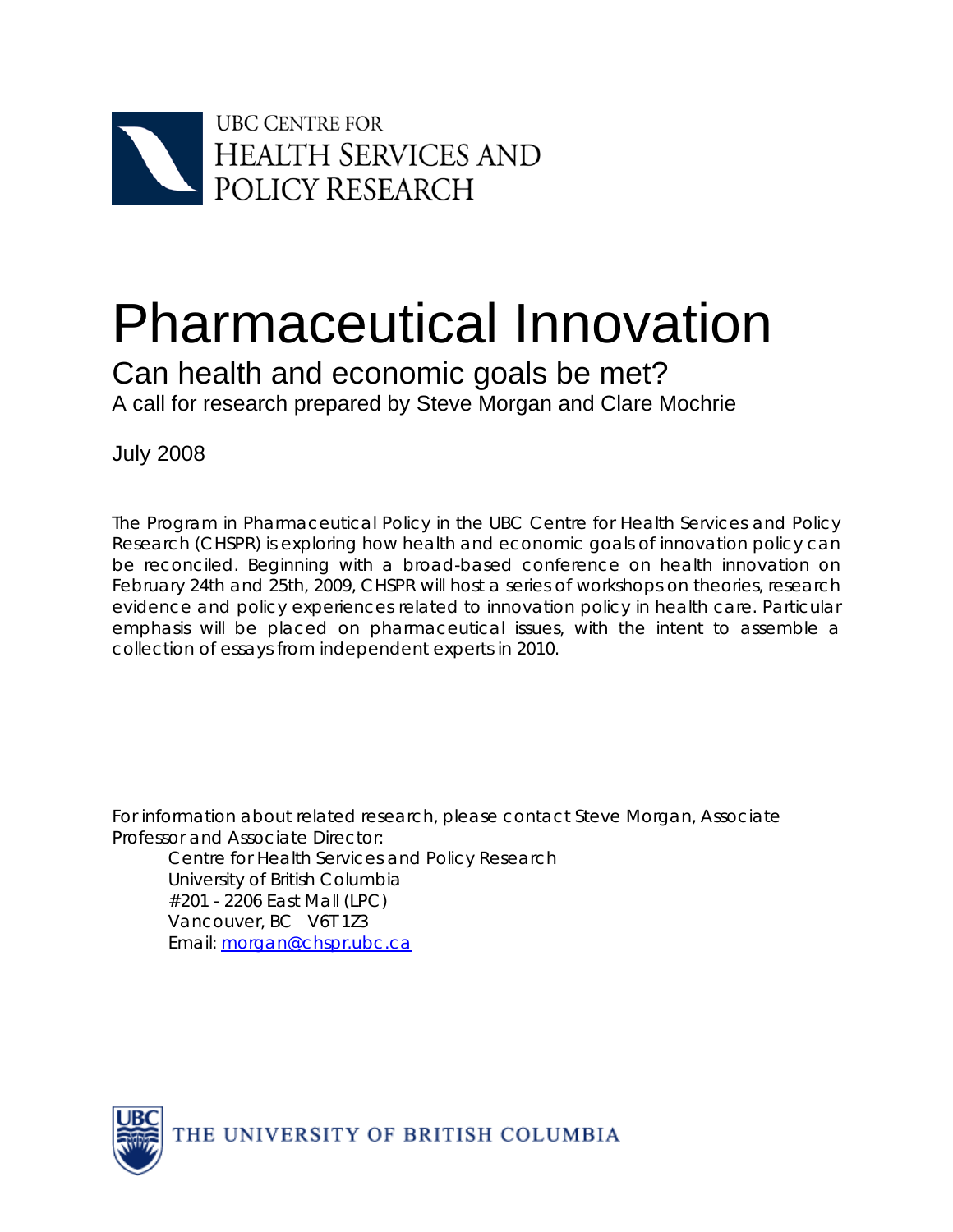UBC CENTRE FOR
HEALTH SERVICES AND
POLICY RESEARCH

# Pharmaceutical Innovation

## Can health and economic goals be met?

A call for research prepared by Steve Morgan and Clare Mochrie

July 2008

The Program in Pharmaceutical Policy in the UBC Centre for Health Services and Policy Research (CHSPR) is exploring how health and economic goals of innovation policy can be reconciled. Beginning with a broad-based conference on health innovation on February 24th and 25th, 2009, CHSPR will host a series of workshops on theories, research evidence and policy experiences related to innovation policy in health care. Particular emphasis will be placed on pharmaceutical issues, with the intent to assemble a collection of essays from independent experts in 2010.

For information about related research, please contact Steve Morgan, Associate Professor and Associate Director:

Centre for Health Services and Policy Research
University of British Columbia
#201 - 2206 East Mall (LPC)
Vancouver, BC V6T 1Z3
Email: morgan@chspr.ubc.ca

THE UNIVERSITY OF BRITISH COLUMBIA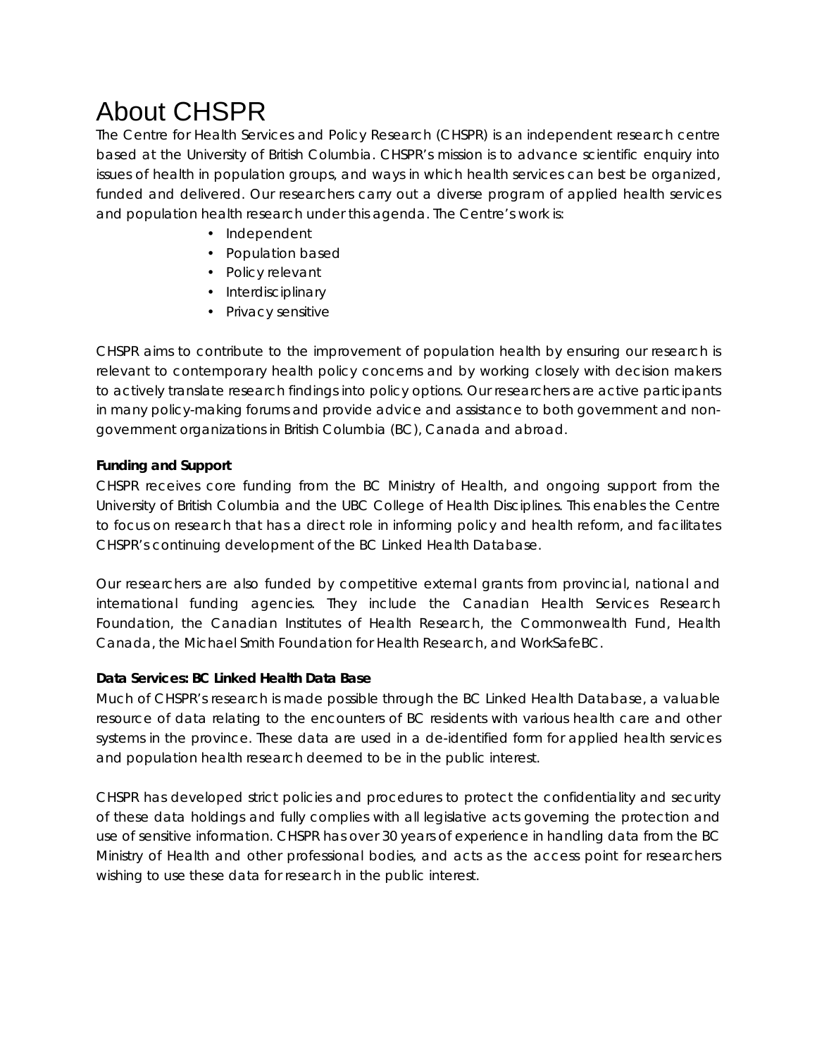# About CHSPR

The Centre for Health Services and Policy Research (CHSPR) is an independent research centre based at the University of British Columbia. CHSPR's mission is to advance scientific enquiry into issues of health in population groups, and ways in which health services can best be organized, funded and delivered. Our researchers carry out a diverse program of applied health services and population health research under this agenda. The Centre's work is:

- Independent
- Population based
- Policy relevant
- Interdisciplinary
- Privacy sensitive

CHSPR aims to contribute to the improvement of population health by ensuring our research is relevant to contemporary health policy concerns and by working closely with decision makers to actively translate research findings into policy options. Our researchers are active participants in many policy-making forums and provide advice and assistance to both government and non-government organizations in British Columbia (BC), Canada and abroad.

**Funding and Support**

CHSPR receives core funding from the BC Ministry of Health, and ongoing support from the University of British Columbia and the UBC College of Health Disciplines. This enables the Centre to focus on research that has a direct role in informing policy and health reform, and facilitates CHSPR's continuing development of the BC Linked Health Database.

Our researchers are also funded by competitive external grants from provincial, national and international funding agencies. They include the Canadian Health Services Research Foundation, the Canadian Institutes of Health Research, the Commonwealth Fund, Health Canada, the Michael Smith Foundation for Health Research, and WorkSafeBC.

**Data Services: BC Linked Health Data Base**

Much of CHSPR's research is made possible through the BC Linked Health Database, a valuable resource of data relating to the encounters of BC residents with various health care and other systems in the province. These data are used in a de-identified form for applied health services and population health research deemed to be in the public interest.

CHSPR has developed strict policies and procedures to protect the confidentiality and security of these data holdings and fully complies with all legislative acts governing the protection and use of sensitive information. CHSPR has over 30 years of experience in handling data from the BC Ministry of Health and other professional bodies, and acts as the access point for researchers wishing to use these data for research in the public interest.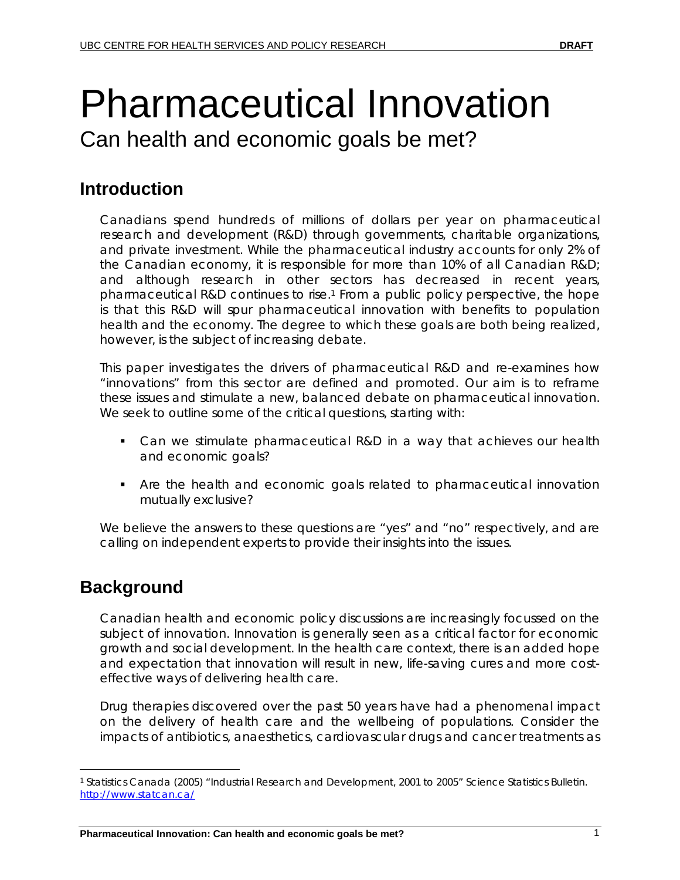# Pharmaceutical Innovation

Can health and economic goals be met?

## Introduction

Canadians spend hundreds of millions of dollars per year on pharmaceutical research and development (R&D) through governments, charitable organizations, and private investment. While the pharmaceutical industry accounts for only 2% of the Canadian economy, it is responsible for more than 10% of all Canadian R&D; and although research in other sectors has decreased in recent years, pharmaceutical R&D continues to rise.[1] From a public policy perspective, the hope is that this R&D will spur pharmaceutical innovation with benefits to population health and the economy. The degree to which these goals are both being realized, however, is the subject of increasing debate.

This paper investigates the drivers of pharmaceutical R&D and re-examines how "innovations" from this sector are defined and promoted. Our aim is to reframe these issues and stimulate a new, balanced debate on pharmaceutical innovation. We seek to outline some of the critical questions, starting with:

- Can we stimulate pharmaceutical R&D in a way that achieves our health and economic goals?
- Are the health and economic goals related to pharmaceutical innovation mutually exclusive?

We believe the answers to these questions are "yes" and "no" respectively, and are calling on independent experts to provide their insights into the issues.

## Background

Canadian health and economic policy discussions are increasingly focussed on the subject of innovation. Innovation is generally seen as a critical factor for economic growth and social development. In the health care context, there is an added hope and expectation that innovation will result in new, life-saving cures and more cost-effective ways of delivering health care.

Drug therapies discovered over the past 50 years have had a phenomenal impact on the delivery of health care and the wellbeing of populations. Consider the impacts of antibiotics, anaesthetics, cardiovascular drugs and cancer treatments as

[1] Statistics Canada (2005) "Industrial Research and Development, 2001 to 2005" Science Statistics Bulletin. http://www.statcan.ca/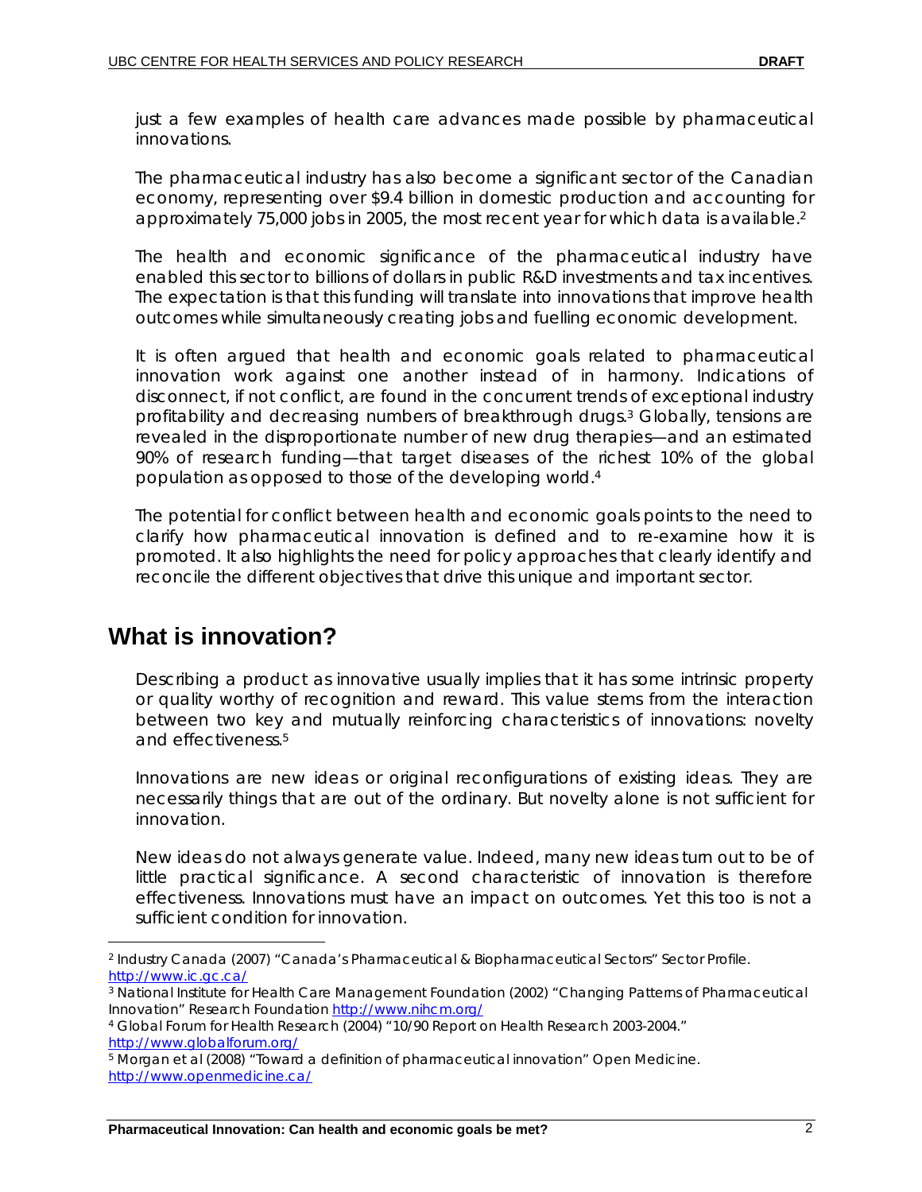just a few examples of health care advances made possible by pharmaceutical innovations.

The pharmaceutical industry has also become a significant sector of the Canadian economy, representing over $9.4 billion in domestic production and accounting for approximately 75,000 jobs in 2005, the most recent year for which data is available.[2]

The health and economic significance of the pharmaceutical industry have enabled this sector to billions of dollars in public R&D investments and tax incentives. The expectation is that this funding will translate into innovations that improve health outcomes while simultaneously creating jobs and fuelling economic development.

It is often argued that health and economic goals related to pharmaceutical innovation work against one another instead of in harmony. Indications of disconnect, if not conflict, are found in the concurrent trends of exceptional industry profitability and decreasing numbers of breakthrough drugs.[3] Globally, tensions are revealed in the disproportionate number of new drug therapies—and an estimated 90% of research funding—that target diseases of the richest 10% of the global population as opposed to those of the developing world.[4]

The potential for conflict between health and economic goals points to the need to clarify how pharmaceutical innovation is defined and to re-examine how it is promoted. It also highlights the need for policy approaches that clearly identify and reconcile the different objectives that drive this unique and important sector.

## What is innovation?

Describing a product as innovative usually implies that it has some intrinsic property or quality worthy of recognition and reward. This value stems from the interaction between two key and mutually reinforcing characteristics of innovations: novelty and effectiveness.[5]

Innovations are new ideas or original reconfigurations of existing ideas. They are necessarily things that are out of the ordinary. But novelty alone is not sufficient for innovation.

New ideas do not always generate value. Indeed, many new ideas turn out to be of little practical significance. A second characteristic of innovation is therefore effectiveness. Innovations must have an impact on outcomes. Yet this too is not a sufficient condition for innovation.

---

[2] Industry Canada (2007) "Canada's Pharmaceutical & Biopharmaceutical Sectors" Sector Profile. http://www.ic.gc.ca/

[3] National Institute for Health Care Management Foundation (2002) "Changing Patterns of Pharmaceutical Innovation" Research Foundation http://www.nihcm.org/

[4] Global Forum for Health Research (2004) "10/90 Report on Health Research 2003-2004." http://www.globalforum.org/

[5] Morgan et al (2008) "Toward a definition of pharmaceutical innovation" Open Medicine. http://www.openmedicine.ca/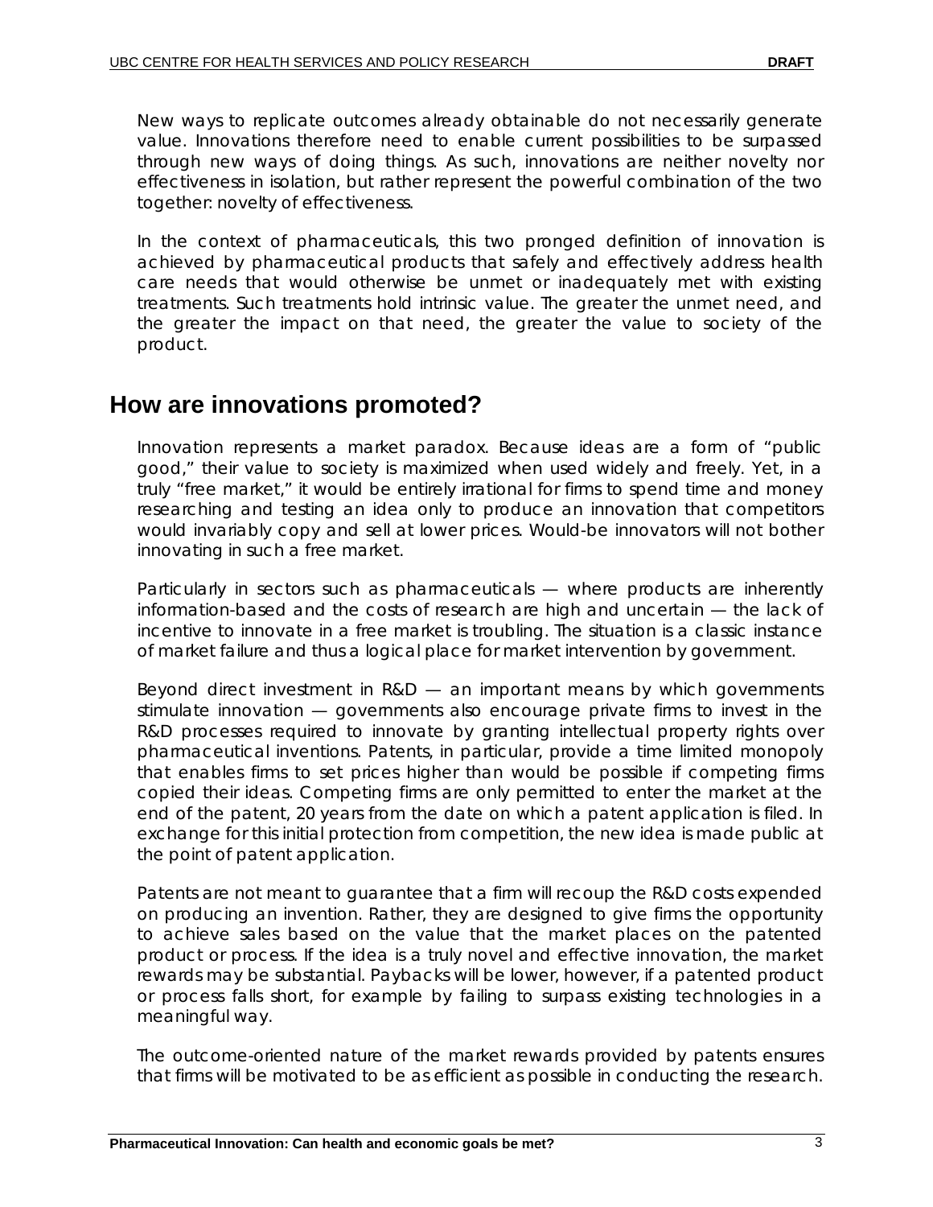New ways to replicate outcomes already obtainable do not necessarily generate value. Innovations therefore need to enable current possibilities to be surpassed through new ways of doing things. As such, innovations are neither novelty nor effectiveness in isolation, but rather represent the powerful combination of the two together: novelty of effectiveness.

In the context of pharmaceuticals, this two pronged definition of innovation is achieved by pharmaceutical products that safely and effectively address health care needs that would otherwise be unmet or inadequately met with existing treatments. Such treatments hold intrinsic value. The greater the unmet need, and the greater the impact on that need, the greater the value to society of the product.

## How are innovations promoted?

Innovation represents a market paradox. Because ideas are a form of "public good," their value to society is maximized when used widely and freely. Yet, in a truly "free market," it would be entirely irrational for firms to spend time and money researching and testing an idea only to produce an innovation that competitors would invariably copy and sell at lower prices. Would-be innovators will not bother innovating in such a free market.

Particularly in sectors such as pharmaceuticals — where products are inherently information-based and the costs of research are high and uncertain — the lack of incentive to innovate in a free market is troubling. The situation is a classic instance of market failure and thus a logical place for market intervention by government.

Beyond direct investment in R&D — an important means by which governments stimulate innovation — governments also encourage private firms to invest in the R&D processes required to innovate by granting intellectual property rights over pharmaceutical inventions. Patents, in particular, provide a time limited monopoly that enables firms to set prices higher than would be possible if competing firms copied their ideas. Competing firms are only permitted to enter the market at the end of the patent, 20 years from the date on which a patent application is filed. In exchange for this initial protection from competition, the new idea is made public at the point of patent application.

Patents are not meant to guarantee that a firm will recoup the R&D costs expended on producing an invention. Rather, they are designed to give firms the opportunity to achieve sales based on the value that the market places on the patented product or process. If the idea is a truly novel and effective innovation, the market rewards may be substantial. Paybacks will be lower, however, if a patented product or process falls short, for example by failing to surpass existing technologies in a meaningful way.

The outcome-oriented nature of the market rewards provided by patents ensures that firms will be motivated to be as efficient as possible in conducting the research.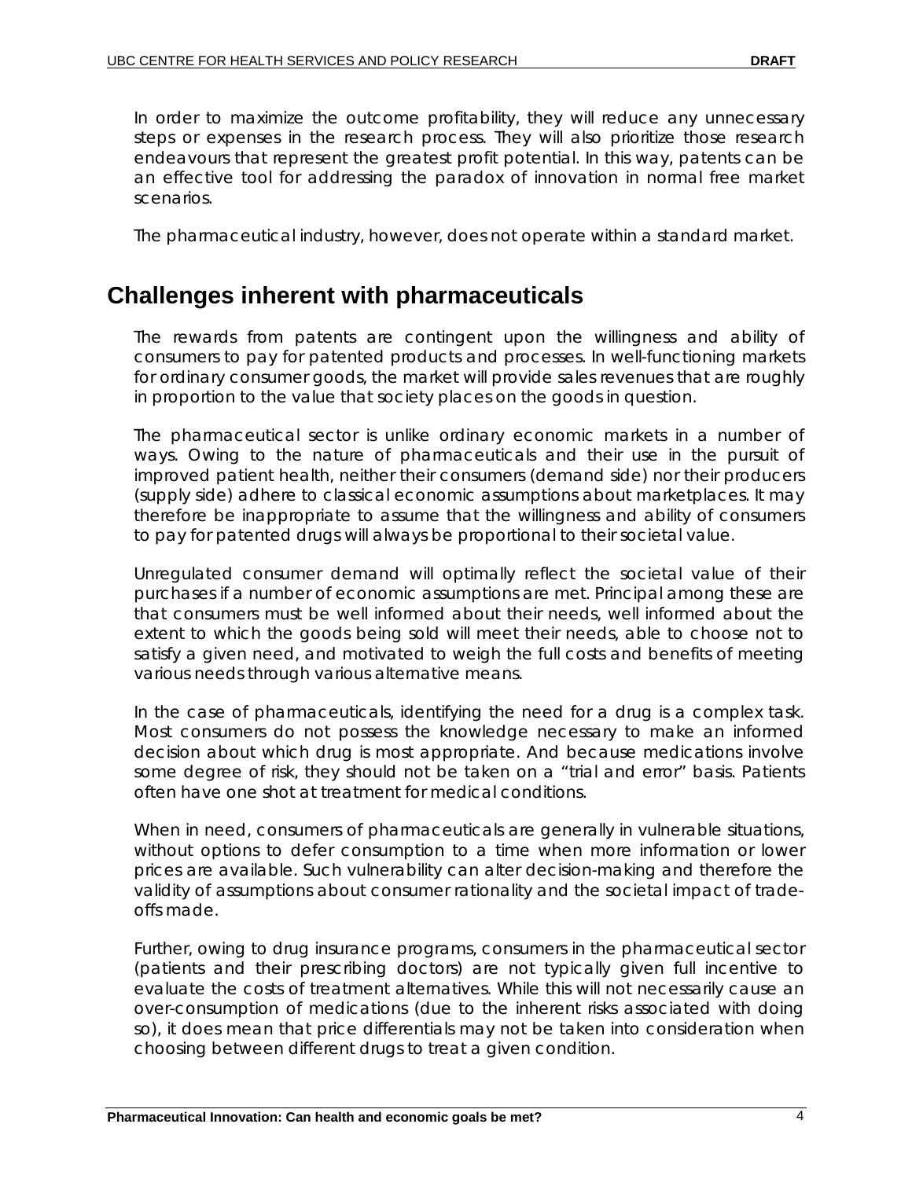In order to maximize the outcome profitability, they will reduce any unnecessary steps or expenses in the research process. They will also prioritize those research endeavours that represent the greatest profit potential. In this way, patents can be an effective tool for addressing the paradox of innovation in normal free market scenarios.

The pharmaceutical industry, however, does not operate within a standard market.

## Challenges inherent with pharmaceuticals

The rewards from patents are contingent upon the willingness and ability of consumers to pay for patented products and processes. In well-functioning markets for ordinary consumer goods, the market will provide sales revenues that are roughly in proportion to the value that society places on the goods in question.

The pharmaceutical sector is unlike ordinary economic markets in a number of ways. Owing to the nature of pharmaceuticals and their use in the pursuit of improved patient health, neither their consumers (demand side) nor their producers (supply side) adhere to classical economic assumptions about marketplaces. It may therefore be inappropriate to assume that the willingness and ability of consumers to pay for patented drugs will always be proportional to their societal value.

Unregulated consumer demand will optimally reflect the societal value of their purchases if a number of economic assumptions are met. Principal among these are that consumers must be well informed about their needs, well informed about the extent to which the goods being sold will meet their needs, able to choose not to satisfy a given need, and motivated to weigh the full costs and benefits of meeting various needs through various alternative means.

In the case of pharmaceuticals, identifying the need for a drug is a complex task. Most consumers do not possess the knowledge necessary to make an informed decision about which drug is most appropriate. And because medications involve some degree of risk, they should not be taken on a "trial and error" basis. Patients often have one shot at treatment for medical conditions.

When in need, consumers of pharmaceuticals are generally in vulnerable situations, without options to defer consumption to a time when more information or lower prices are available. Such vulnerability can alter decision-making and therefore the validity of assumptions about consumer rationality and the societal impact of trade-offs made.

Further, owing to drug insurance programs, consumers in the pharmaceutical sector (patients and their prescribing doctors) are not typically given full incentive to evaluate the costs of treatment alternatives. While this will not necessarily cause an over-consumption of medications (due to the inherent risks associated with doing so), it does mean that price differentials may not be taken into consideration when choosing between different drugs to treat a given condition.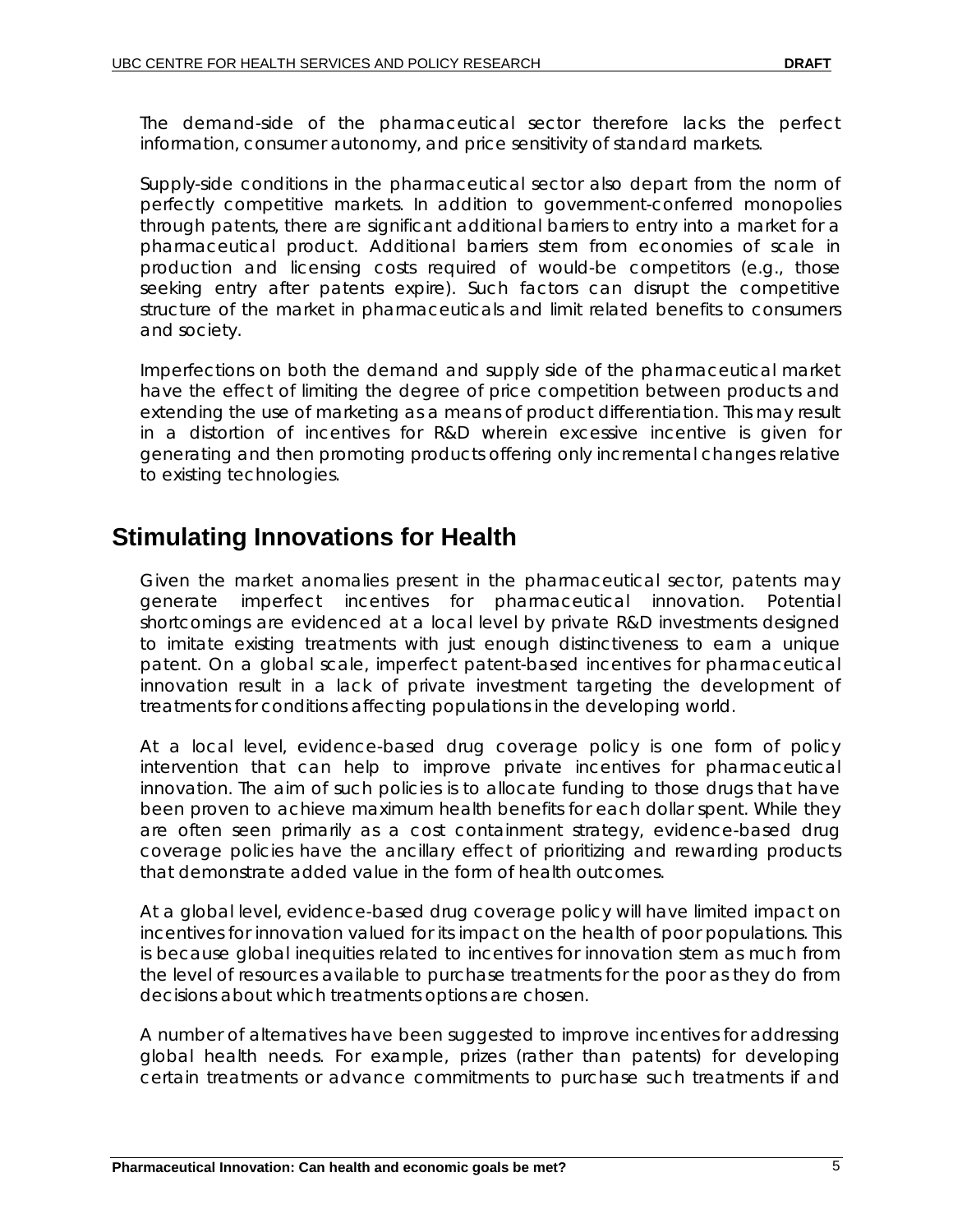The demand-side of the pharmaceutical sector therefore lacks the perfect information, consumer autonomy, and price sensitivity of standard markets.

Supply-side conditions in the pharmaceutical sector also depart from the norm of perfectly competitive markets. In addition to government-conferred monopolies through patents, there are significant additional barriers to entry into a market for a pharmaceutical product. Additional barriers stem from economies of scale in production and licensing costs required of would-be competitors (e.g., those seeking entry after patents expire). Such factors can disrupt the competitive structure of the market in pharmaceuticals and limit related benefits to consumers and society.

Imperfections on both the demand and supply side of the pharmaceutical market have the effect of limiting the degree of price competition between products and extending the use of marketing as a means of product differentiation. This may result in a distortion of incentives for R&D wherein excessive incentive is given for generating and then promoting products offering only incremental changes relative to existing technologies.

## Stimulating Innovations for Health

Given the market anomalies present in the pharmaceutical sector, patents may generate imperfect incentives for pharmaceutical innovation. Potential shortcomings are evidenced at a local level by private R&D investments designed to imitate existing treatments with just enough distinctiveness to earn a unique patent. On a global scale, imperfect patent-based incentives for pharmaceutical innovation result in a lack of private investment targeting the development of treatments for conditions affecting populations in the developing world.

At a local level, evidence-based drug coverage policy is one form of policy intervention that can help to improve private incentives for pharmaceutical innovation. The aim of such policies is to allocate funding to those drugs that have been proven to achieve maximum health benefits for each dollar spent. While they are often seen primarily as a cost containment strategy, evidence-based drug coverage policies have the ancillary effect of prioritizing and rewarding products that demonstrate added value in the form of health outcomes.

At a global level, evidence-based drug coverage policy will have limited impact on incentives for innovation valued for its impact on the health of poor populations. This is because global inequities related to incentives for innovation stem as much from the level of resources available to purchase treatments for the poor as they do from decisions about which treatments options are chosen.

A number of alternatives have been suggested to improve incentives for addressing global health needs. For example, prizes (rather than patents) for developing certain treatments or advance commitments to purchase such treatments if and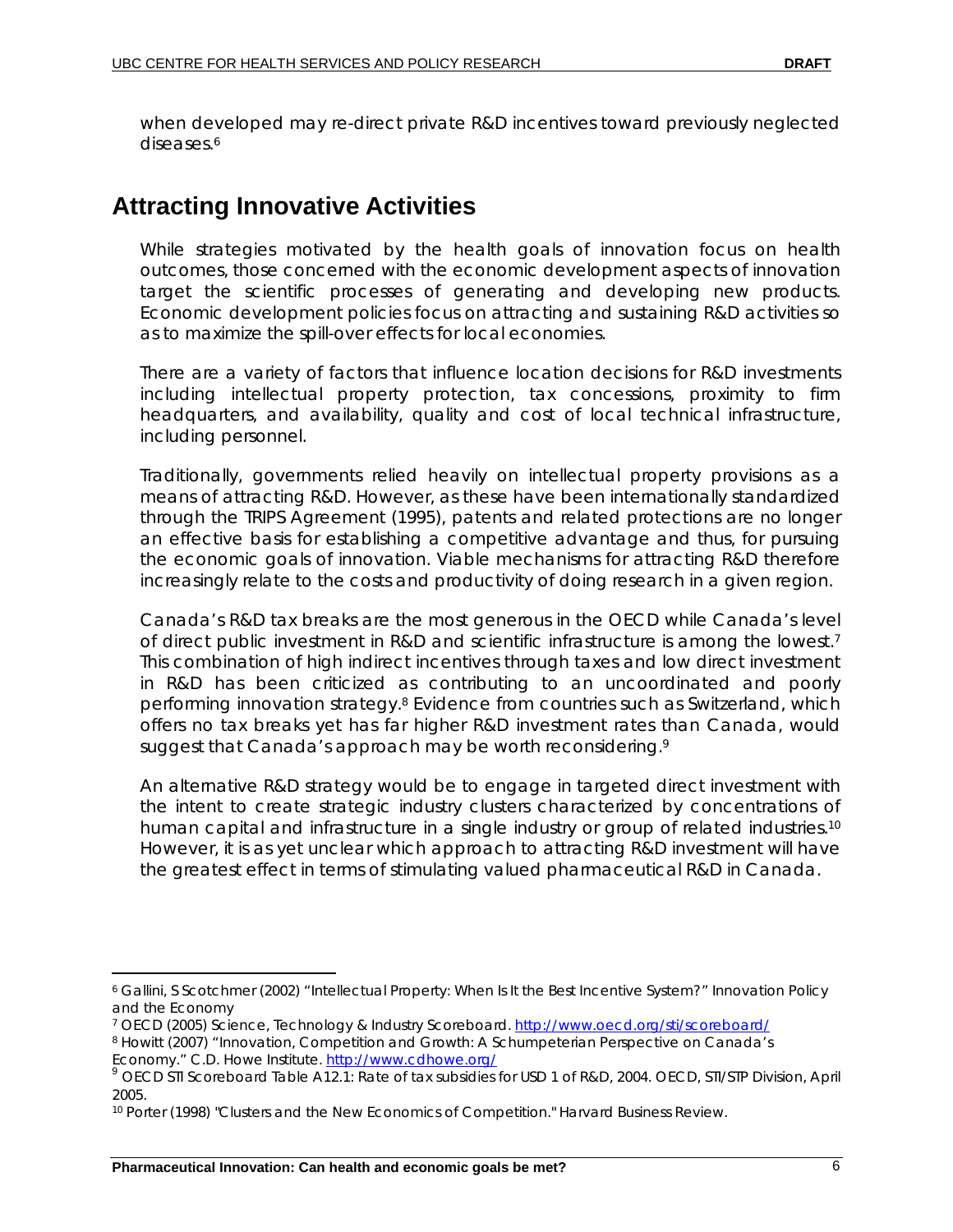when developed may re-direct private R&D incentives toward previously neglected diseases.[6]

## Attracting Innovative Activities

While strategies motivated by the health goals of innovation focus on health outcomes, those concerned with the economic development aspects of innovation target the scientific processes of generating and developing new products. Economic development policies focus on attracting and sustaining R&D activities so as to maximize the spill-over effects for local economies.

There are a variety of factors that influence location decisions for R&D investments including intellectual property protection, tax concessions, proximity to firm headquarters, and availability, quality and cost of local technical infrastructure, including personnel.

Traditionally, governments relied heavily on intellectual property provisions as a means of attracting R&D. However, as these have been internationally standardized through the TRIPS Agreement (1995), patents and related protections are no longer an effective basis for establishing a competitive advantage and thus, for pursuing the economic goals of innovation. Viable mechanisms for attracting R&D therefore increasingly relate to the costs and productivity of doing research in a given region.

Canada's R&D tax breaks are the most generous in the OECD while Canada's level of direct public investment in R&D and scientific infrastructure is among the lowest.[7] This combination of high indirect incentives through taxes and low direct investment in R&D has been criticized as contributing to an uncoordinated and poorly performing innovation strategy.[8] Evidence from countries such as Switzerland, which offers no tax breaks yet has far higher R&D investment rates than Canada, would suggest that Canada's approach may be worth reconsidering.[9]

An alternative R&D strategy would be to engage in targeted direct investment with the intent to create strategic industry clusters characterized by concentrations of human capital and infrastructure in a single industry or group of related industries.[10] However, it is as yet unclear which approach to attracting R&D investment will have the greatest effect in terms of stimulating valued pharmaceutical R&D in Canada.

---

[6] Gallini, S Scotchmer (2002) "Intellectual Property: When Is It the Best Incentive System?" Innovation Policy and the Economy

[7] OECD (2005) Science, Technology & Industry Scoreboard. http://www.oecd.org/sti/scoreboard/

[8] Howitt (2007) "Innovation, Competition and Growth: A Schumpeterian Perspective on Canada's Economy." C.D. Howe Institute. http://www.cdhowe.org/

[9] OECD STI Scoreboard Table A12.1: Rate of tax subsidies for USD 1 of R&D, 2004. OECD, STI/STP Division, April 2005.

[10] Porter (1998) "Clusters and the New Economics of Competition." Harvard Business Review.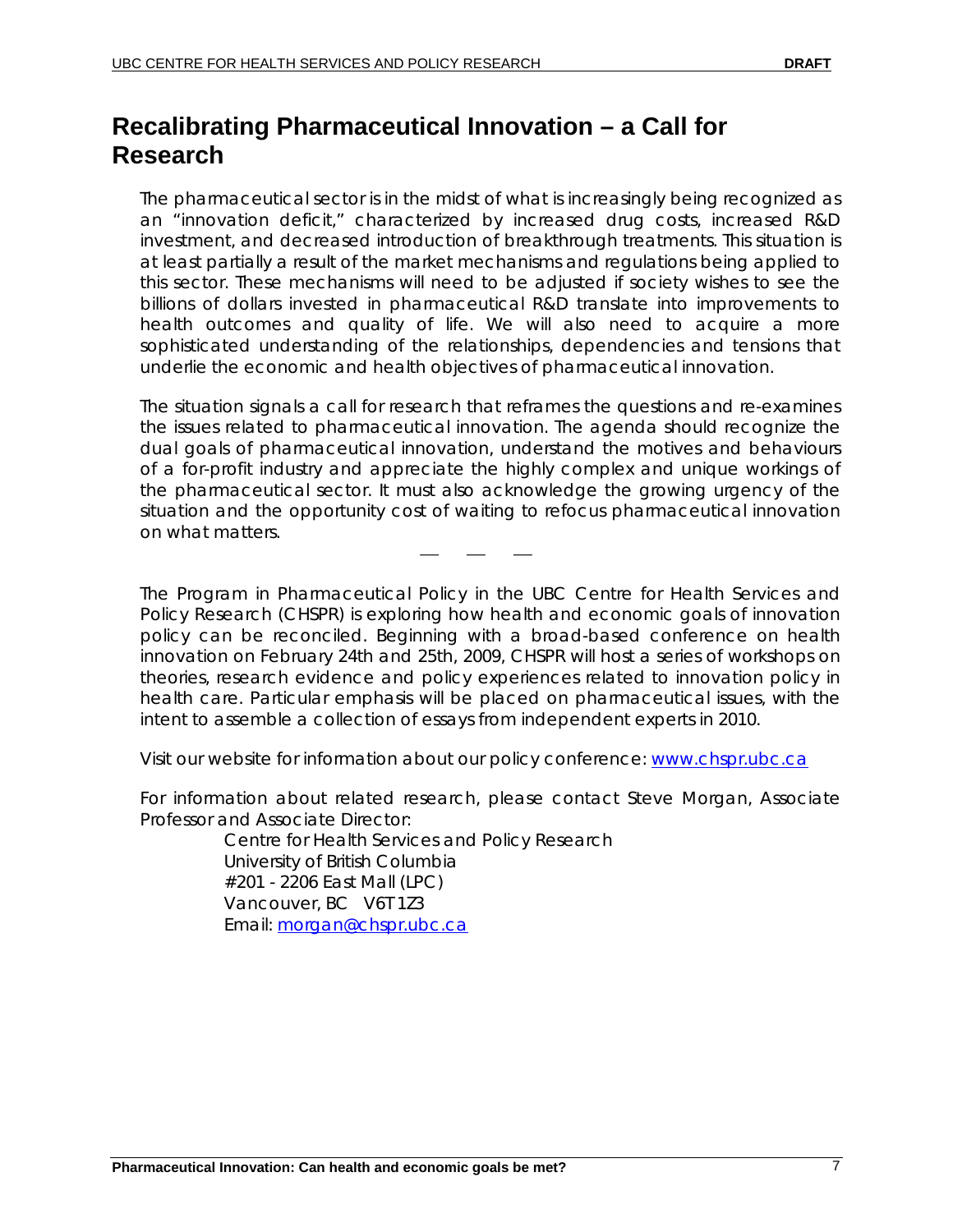# Recalibrating Pharmaceutical Innovation – a Call for Research

The pharmaceutical sector is in the midst of what is increasingly being recognized as an "innovation deficit," characterized by increased drug costs, increased R&D investment, and decreased introduction of breakthrough treatments. This situation is at least partially a result of the market mechanisms and regulations being applied to this sector. These mechanisms will need to be adjusted if society wishes to see the billions of dollars invested in pharmaceutical R&D translate into improvements to health outcomes and quality of life. We will also need to acquire a more sophisticated understanding of the relationships, dependencies and tensions that underlie the economic and health objectives of pharmaceutical innovation.

The situation signals a call for research that reframes the questions and re-examines the issues related to pharmaceutical innovation. The agenda should recognize the dual goals of pharmaceutical innovation, understand the motives and behaviours of a for-profit industry and appreciate the highly complex and unique workings of the pharmaceutical sector. It must also acknowledge the growing urgency of the situation and the opportunity cost of waiting to refocus pharmaceutical innovation on what matters.

— — —

The Program in Pharmaceutical Policy in the UBC Centre for Health Services and Policy Research (CHSPR) is exploring how health and economic goals of innovation policy can be reconciled. Beginning with a broad-based conference on health innovation on February 24th and 25th, 2009, CHSPR will host a series of workshops on theories, research evidence and policy experiences related to innovation policy in health care. Particular emphasis will be placed on pharmaceutical issues, with the intent to assemble a collection of essays from independent experts in 2010.

Visit our website for information about our policy conference: www.chspr.ubc.ca

For information about related research, please contact Steve Morgan, Associate Professor and Associate Director:

Centre for Health Services and Policy Research
University of British Columbia
#201 - 2206 East Mall (LPC)
Vancouver, BC V6T 1Z3
Email: morgan@chspr.ubc.ca